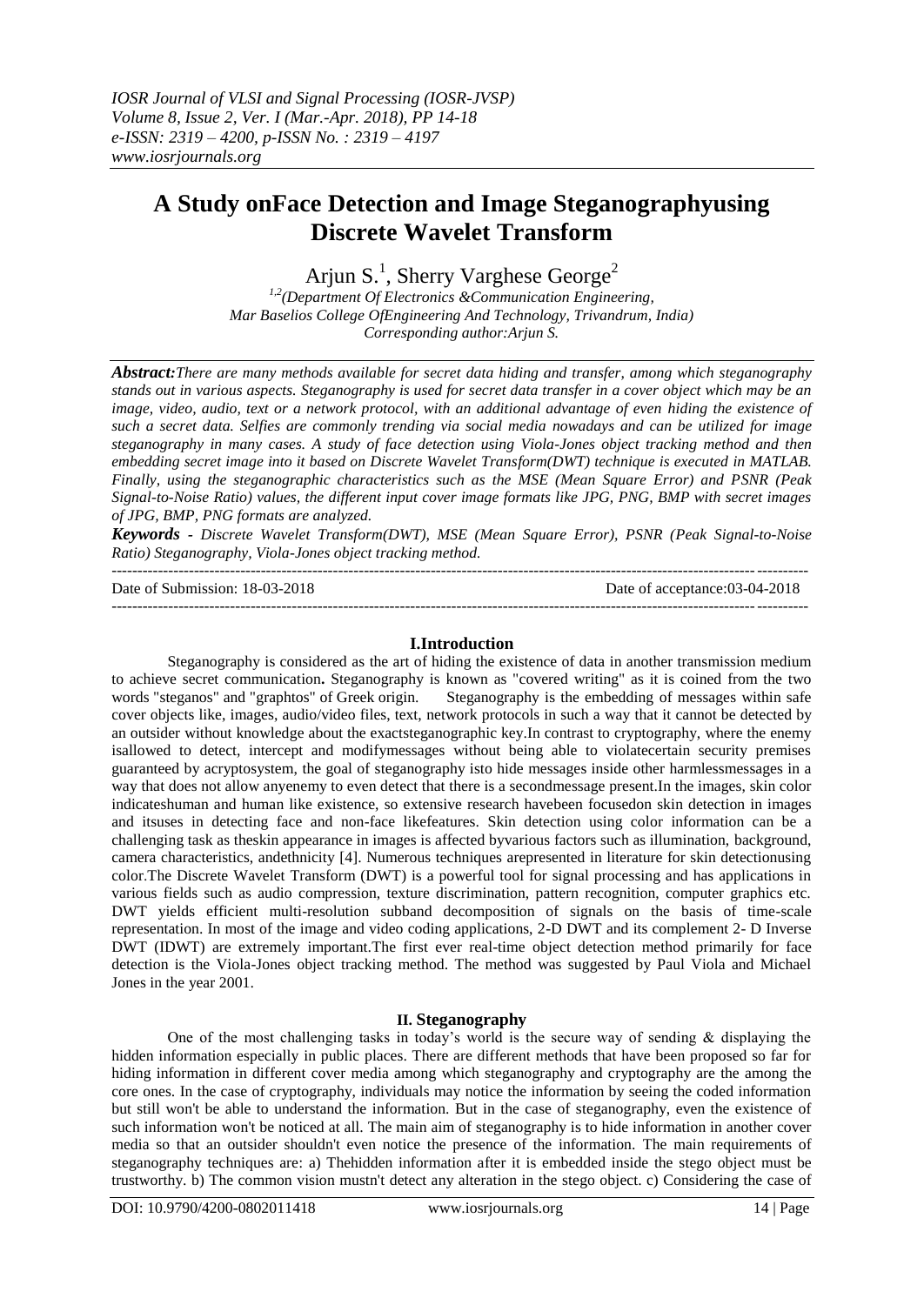# A Study onFace Detection and Image Steganographyusing Discrete Wavelet Transform

Arjun S.[1], Sherry Varghese George[2]

[1,2](Department Of Electronics &Communication Engineering, Mar Baselios College OfEngineering And Technology, Trivandrum, India)
Corresponding author:Arjun S.

***Abstract:****There are many methods available for secret data hiding and transfer, among which steganography stands out in various aspects. Steganography is used for secret data transfer in a cover object which may be an image, video, audio, text or a network protocol, with an additional advantage of even hiding the existence of such a secret data. Selfies are commonly trending via social media nowadays and can be utilized for image steganography in many cases. A study of face detection using Viola-Jones object tracking method and then embedding secret image into it based on Discrete Wavelet Transform(DWT) technique is executed in MATLAB. Finally, using the steganographic characteristics such as the MSE (Mean Square Error) and PSNR (Peak Signal-to-Noise Ratio) values, the different input cover image formats like JPG, PNG, BMP with secret images of JPG, BMP, PNG formats are analyzed.*

***Keywords** - Discrete Wavelet Transform(DWT), MSE (Mean Square Error), PSNR (Peak Signal-to-Noise Ratio) Steganography, Viola-Jones object tracking method.*

Date of Submission: 18-03-2018 Date of acceptance:03-04-2018

## I.Introduction

Steganography is considered as the art of hiding the existence of data in another transmission medium to achieve secret communication**.** Steganography is known as "covered writing" as it is coined from the two words "steganos" and "graphtos" of Greek origin. Steganography is the embedding of messages within safe cover objects like, images, audio/video files, text, network protocols in such a way that it cannot be detected by an outsider without knowledge about the exactsteganographic key.In contrast to cryptography, where the enemy isallowed to detect, intercept and modifymessages without being able to violatecertain security premises guaranteed by acryptosystem, the goal of steganography isto hide messages inside other harmlessmessages in a way that does not allow anyenemy to even detect that there is a secondmessage present.In the images, skin color indicateshuman and human like existence, so extensive research havebeen focusedon skin detection in images and itsuses in detecting face and non-face likefeatures. Skin detection using color information can be a challenging task as theskin appearance in images is affected byvarious factors such as illumination, background, camera characteristics, andethnicity [4]. Numerous techniques arepresented in literature for skin detectionusing color.The Discrete Wavelet Transform (DWT) is a powerful tool for signal processing and has applications in various fields such as audio compression, texture discrimination, pattern recognition, computer graphics etc. DWT yields efficient multi-resolution subband decomposition of signals on the basis of time-scale representation. In most of the image and video coding applications, 2-D DWT and its complement 2- D Inverse DWT (IDWT) are extremely important.The first ever real-time object detection method primarily for face detection is the Viola-Jones object tracking method. The method was suggested by Paul Viola and Michael Jones in the year 2001.

## II. Steganography

One of the most challenging tasks in today's world is the secure way of sending & displaying the hidden information especially in public places. There are different methods that have been proposed so far for hiding information in different cover media among which steganography and cryptography are the among the core ones. In the case of cryptography, individuals may notice the information by seeing the coded information but still won't be able to understand the information. But in the case of steganography, even the existence of such information won't be noticed at all. The main aim of steganography is to hide information in another cover media so that an outsider shouldn't even notice the presence of the information. The main requirements of steganography techniques are: a) Thehidden information after it is embedded inside the stego object must be trustworthy. b) The common vision mustn't detect any alteration in the stego object. c) Considering the case of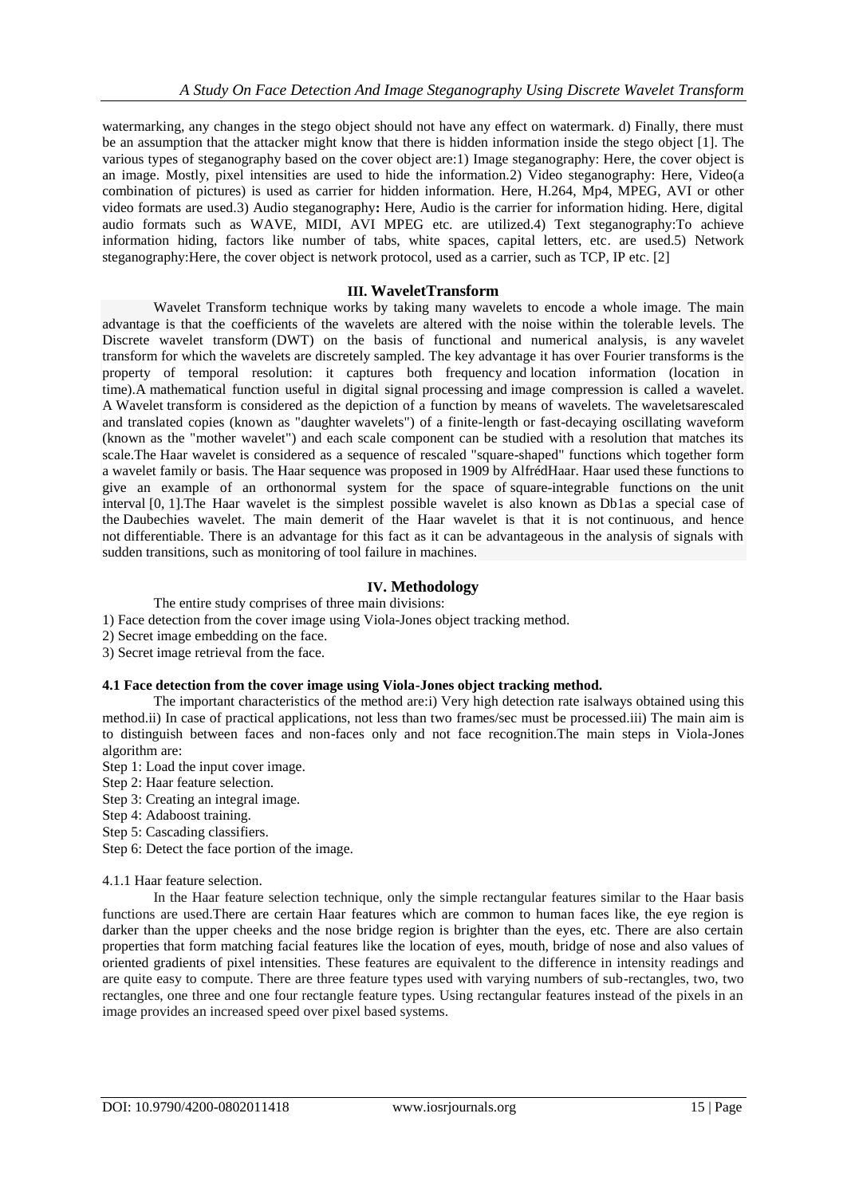watermarking, any changes in the stego object should not have any effect on watermark. d) Finally, there must be an assumption that the attacker might know that there is hidden information inside the stego object [1]. The various types of steganography based on the cover object are:1) Image steganography: Here, the cover object is an image. Mostly, pixel intensities are used to hide the information.2) Video steganography: Here, Video(a combination of pictures) is used as carrier for hidden information. Here, H.264, Mp4, MPEG, AVI or other video formats are used.3) Audio steganography**:** Here, Audio is the carrier for information hiding. Here, digital audio formats such as WAVE, MIDI, AVI MPEG etc. are utilized.4) Text steganography:To achieve information hiding, factors like number of tabs, white spaces, capital letters, etc. are used.5) Network steganography:Here, the cover object is network protocol, used as a carrier, such as TCP, IP etc. [2]

## III. WaveletTransform

Wavelet Transform technique works by taking many wavelets to encode a whole image. The main advantage is that the coefficients of the wavelets are altered with the noise within the tolerable levels. The Discrete wavelet transform (DWT) on the basis of functional and numerical analysis, is any wavelet transform for which the wavelets are discretely sampled. The key advantage it has over Fourier transforms is the property of temporal resolution: it captures both frequency and location information (location in time).A mathematical function useful in digital signal processing and image compression is called a wavelet. A Wavelet transform is considered as the depiction of a function by means of wavelets. The waveletsarescaled and translated copies (known as "daughter wavelets") of a finite-length or fast-decaying oscillating waveform (known as the "mother wavelet") and each scale component can be studied with a resolution that matches its scale.The Haar wavelet is considered as a sequence of rescaled "square-shaped" functions which together form a wavelet family or basis. The Haar sequence was proposed in 1909 by AlfrédHaar. Haar used these functions to give an example of an orthonormal system for the space of square-integrable functions on the unit interval [0, 1].The Haar wavelet is the simplest possible wavelet is also known as Db1as a special case of the Daubechies wavelet. The main demerit of the Haar wavelet is that it is not continuous, and hence not differentiable. There is an advantage for this fact as it can be advantageous in the analysis of signals with sudden transitions, such as monitoring of tool failure in machines.

## IV. Methodology

The entire study comprises of three main divisions:

1) Face detection from the cover image using Viola-Jones object tracking method.
2) Secret image embedding on the face.
3) Secret image retrieval from the face.

### 4.1 Face detection from the cover image using Viola-Jones object tracking method.

The important characteristics of the method are:i) Very high detection rate isalways obtained using this method.ii) In case of practical applications, not less than two frames/sec must be processed.iii) The main aim is to distinguish between faces and non-faces only and not face recognition.The main steps in Viola-Jones algorithm are:

Step 1: Load the input cover image.
Step 2: Haar feature selection.
Step 3: Creating an integral image.
Step 4: Adaboost training.
Step 5: Cascading classifiers.
Step 6: Detect the face portion of the image.

4.1.1 Haar feature selection.

In the Haar feature selection technique, only the simple rectangular features similar to the Haar basis functions are used.There are certain Haar features which are common to human faces like, the eye region is darker than the upper cheeks and the nose bridge region is brighter than the eyes, etc. There are also certain properties that form matching facial features like the location of eyes, mouth, bridge of nose and also values of oriented gradients of pixel intensities. These features are equivalent to the difference in intensity readings and are quite easy to compute. There are three feature types used with varying numbers of sub-rectangles, two, two rectangles, one three and one four rectangle feature types. Using rectangular features instead of the pixels in an image provides an increased speed over pixel based systems.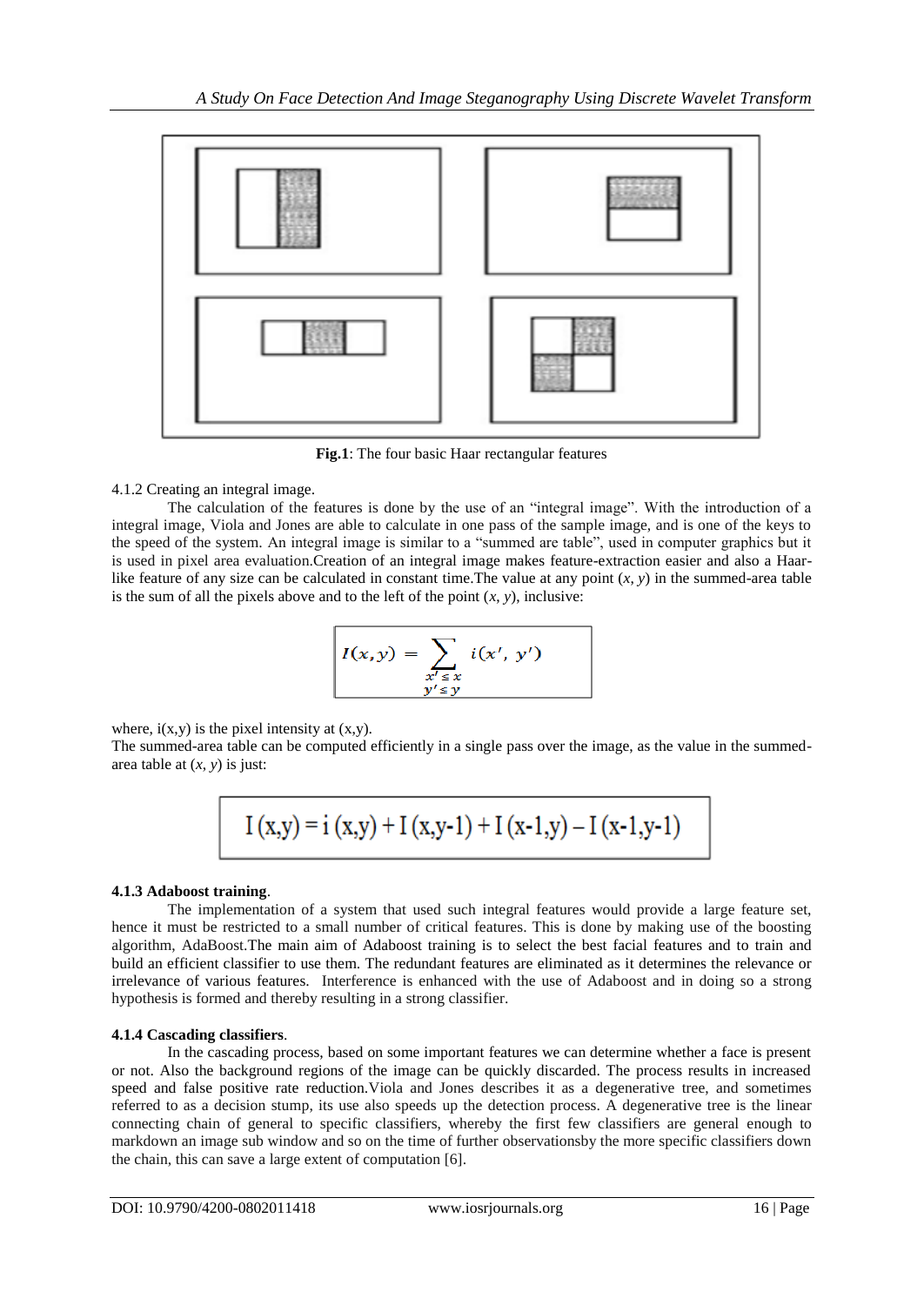**Fig.1**: The four basic Haar rectangular features

4.1.2 Creating an integral image.

The calculation of the features is done by the use of an "integral image". With the introduction of a integral image, Viola and Jones are able to calculate in one pass of the sample image, and is one of the keys to the speed of the system. An integral image is similar to a "summed are table", used in computer graphics but it is used in pixel area evaluation.Creation of an integral image makes feature-extraction easier and also a Haar-like feature of any size can be calculated in constant time.The value at any point $(x, y)$ in the summed-area table is the sum of all the pixels above and to the left of the point $(x, y)$, inclusive:

$$I(x,y) = \sum_{\substack{x' \le x \\ y' \le y}} i(x',\ y')$$

where, $i(x,y)$ is the pixel intensity at $(x,y)$.

The summed-area table can be computed efficiently in a single pass over the image, as the value in the summed-area table at $(x, y)$ is just:

$$I(x,y) = i(x,y) + I(x,y-1) + I(x-1,y) - I(x-1,y-1)$$

**4.1.3 Adaboost training**.

The implementation of a system that used such integral features would provide a large feature set, hence it must be restricted to a small number of critical features. This is done by making use of the boosting algorithm, AdaBoost.The main aim of Adaboost training is to select the best facial features and to train and build an efficient classifier to use them. The redundant features are eliminated as it determines the relevance or irrelevance of various features. Interference is enhanced with the use of Adaboost and in doing so a strong hypothesis is formed and thereby resulting in a strong classifier.

**4.1.4 Cascading classifiers**.

In the cascading process, based on some important features we can determine whether a face is present or not. Also the background regions of the image can be quickly discarded. The process results in increased speed and false positive rate reduction.Viola and Jones describes it as a degenerative tree, and sometimes referred to as a decision stump, its use also speeds up the detection process. A degenerative tree is the linear connecting chain of general to specific classifiers, whereby the first few classifiers are general enough to markdown an image sub window and so on the time of further observationsby the more specific classifiers down the chain, this can save a large extent of computation [6].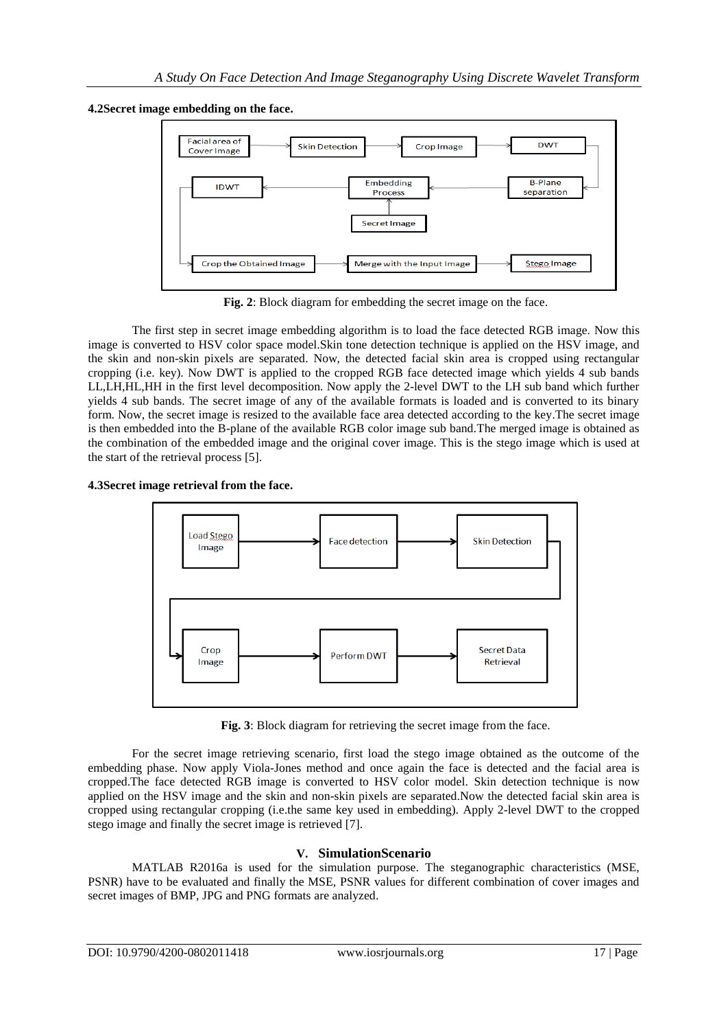### 4.2Secret image embedding on the face.

**Fig. 2**: Block diagram for embedding the secret image on the face.

The first step in secret image embedding algorithm is to load the face detected RGB image. Now this image is converted to HSV color space model.Skin tone detection technique is applied on the HSV image, and the skin and non-skin pixels are separated. Now, the detected facial skin area is cropped using rectangular cropping (i.e. key). Now DWT is applied to the cropped RGB face detected image which yields 4 sub bands LL,LH,HL,HH in the first level decomposition. Now apply the 2-level DWT to the LH sub band which further yields 4 sub bands. The secret image of any of the available formats is loaded and is converted to its binary form. Now, the secret image is resized to the available face area detected according to the key.The secret image is then embedded into the B-plane of the available RGB color image sub band.The merged image is obtained as the combination of the embedded image and the original cover image. This is the stego image which is used at the start of the retrieval process [5].

### 4.3Secret image retrieval from the face.

**Fig. 3**: Block diagram for retrieving the secret image from the face.

For the secret image retrieving scenario, first load the stego image obtained as the outcome of the embedding phase. Now apply Viola-Jones method and once again the face is detected and the facial area is cropped.The face detected RGB image is converted to HSV color model. Skin detection technique is now applied on the HSV image and the skin and non-skin pixels are separated.Now the detected facial skin area is cropped using rectangular cropping (i.e.the same key used in embedding). Apply 2-level DWT to the cropped stego image and finally the secret image is retrieved [7].

## V. SimulationScenario

MATLAB R2016a is used for the simulation purpose. The steganographic characteristics (MSE, PSNR) have to be evaluated and finally the MSE, PSNR values for different combination of cover images and secret images of BMP, JPG and PNG formats are analyzed.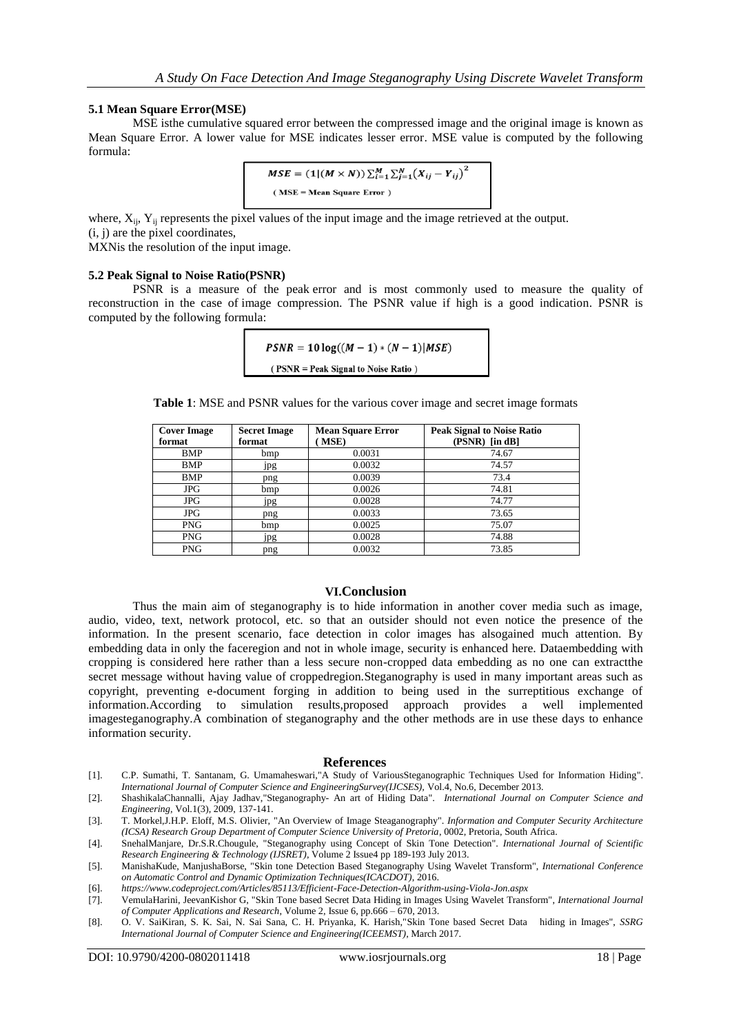### 5.1 Mean Square Error(MSE)

MSE isthe cumulative squared error between the compressed image and the original image is known as Mean Square Error. A lower value for MSE indicates lesser error. MSE value is computed by the following formula:

$$MSE = (1|(M \times N)) \sum_{i=1}^{M} \sum_{j=1}^{N} (X_{ij} - Y_{ij})^2$$

( MSE = Mean Square Error )

where, $X_{ij}$, $Y_{ij}$ represents the pixel values of the input image and the image retrieved at the output.
(i, j) are the pixel coordinates,
MXNis the resolution of the input image.

### 5.2 Peak Signal to Noise Ratio(PSNR)

PSNR is a measure of the peak error and is most commonly used to measure the quality of reconstruction in the case of image compression. The PSNR value if high is a good indication. PSNR is computed by the following formula:

$$PSNR = 10 \log((M-1) * (N-1)|MSE)$$

( PSNR = Peak Signal to Noise Ratio )

**Table 1**: MSE and PSNR values for the various cover image and secret image formats

| Cover Image format | Secret Image format | Mean Square Error ( MSE) | Peak Signal to Noise Ratio (PSNR) [in dB] |
|---|---|---|---|
| BMP | bmp | 0.0031 | 74.67 |
| BMP | jpg | 0.0032 | 74.57 |
| BMP | png | 0.0039 | 73.4 |
| JPG | bmp | 0.0026 | 74.81 |
| JPG | jpg | 0.0028 | 74.77 |
| JPG | png | 0.0033 | 73.65 |
| PNG | bmp | 0.0025 | 75.07 |
| PNG | jpg | 0.0028 | 74.88 |
| PNG | png | 0.0032 | 73.85 |

## VI.Conclusion

Thus the main aim of steganography is to hide information in another cover media such as image, audio, video, text, network protocol, etc. so that an outsider should not even notice the presence of the information. In the present scenario, face detection in color images has alsogained much attention. By embedding data in only the faceregion and not in whole image, security is enhanced here. Dataembedding with cropping is considered here rather than a less secure non-cropped data embedding as no one can extractthe secret message without having value of croppedregion.Steganography is used in many important areas such as copyright, preventing e-document forging in addition to being used in the surreptitious exchange of information.According to simulation results,proposed approach provides a well implemented imagesteganography.A combination of steganography and the other methods are in use these days to enhance information security.

## References

[1]. C.P. Sumathi, T. Santanam, G. Umamaheswari,"A Study of VariousSteganographic Techniques Used for Information Hiding". *International Journal of Computer Science and EngineeringSurvey(IJCSES)*, Vol.4, No.6, December 2013.

[2]. ShashikalaChannalli, Ajay Jadhav,"Steganography- An art of Hiding Data". *International Journal on Computer Science and Engineering*, Vol.1(3), 2009, 137-141.

[3]. T. Morkel,J.H.P. Eloff, M.S. Olivier, "An Overview of Image Steaganography". *Information and Computer Security Architecture (ICSA) Research Group Department of Computer Science University of Pretoria*, 0002, Pretoria, South Africa.

[4]. SnehalManjare, Dr.S.R.Chougule, "Steganography using Concept of Skin Tone Detection". *International Journal of Scientific Research Engineering & Technology (IJSRET)*, Volume 2 Issue4 pp 189-193 July 2013.

[5]. ManishaKude, ManjushaBorse, "Skin tone Detection Based Steganography Using Wavelet Transform", *International Conference on Automatic Control and Dynamic Optimization Techniques(ICACDOT)*, 2016.

[6]. *https://www.codeproject.com/Articles/85113/Efficient-Face-Detection-Algorithm-using-Viola-Jon.aspx*

[7]. VemulaHarini, JeevanKishor G, "Skin Tone based Secret Data Hiding in Images Using Wavelet Transform", *International Journal of Computer Applications and Research*, Volume 2, Issue 6, pp.666 – 670, 2013.

[8]. O. V. SaiKiran, S. K. Sai, N. Sai Sana, C. H. Priyanka, K. Harish,"Skin Tone based Secret Data hiding in Images", *SSRG International Journal of Computer Science and Engineering(ICEEMST)*, March 2017.